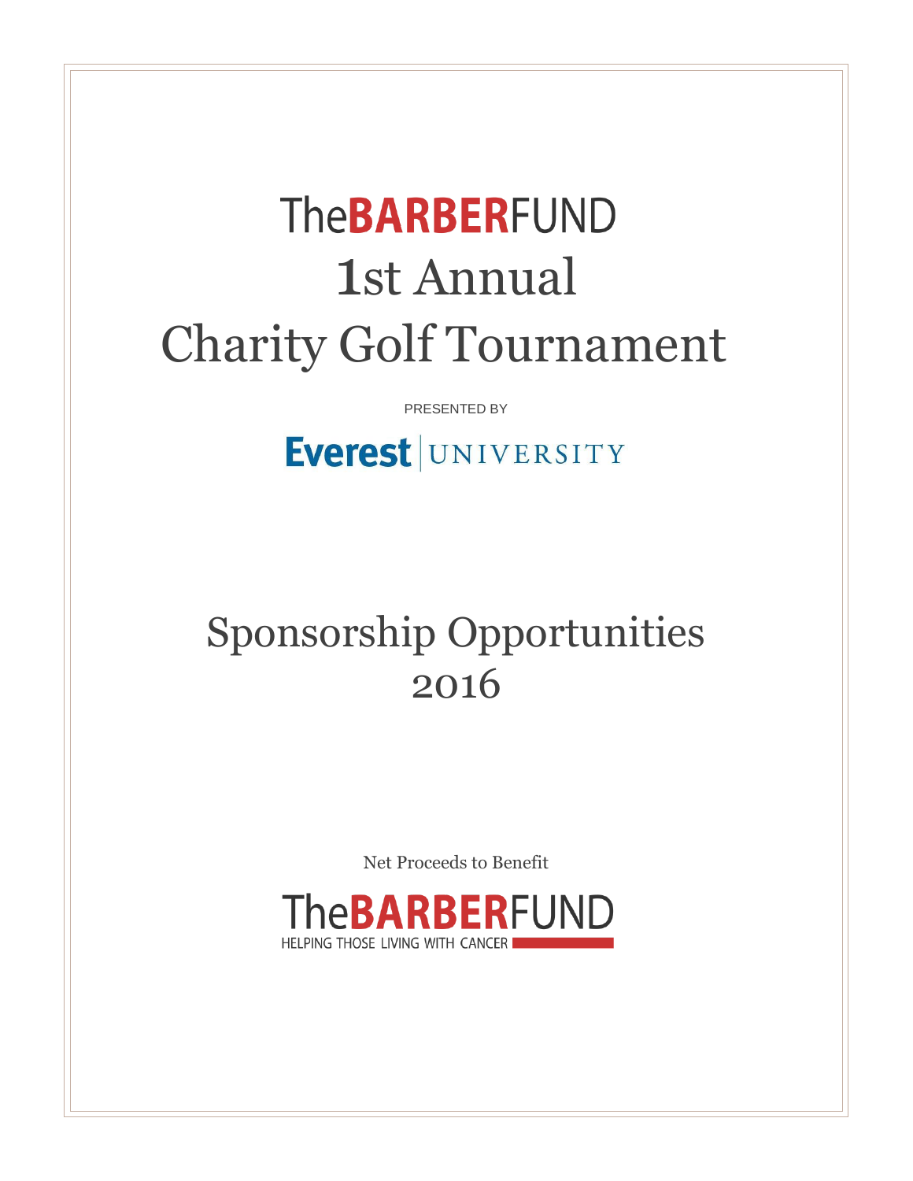# TheBARBERFUND
# 1st Annual
# Charity Golf Tournament

PRESENTED BY

**Everest** | UNIVERSITY

## Sponsorship Opportunities
## 2016

Net Proceeds to Benefit

**TheBARBERFUND**

HELPING THOSE LIVING WITH CANCER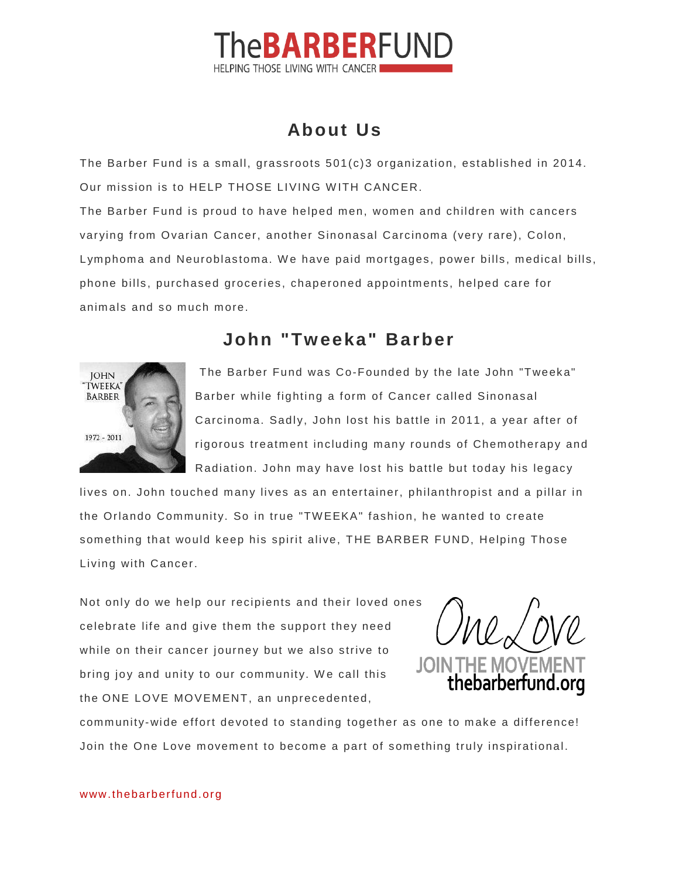TheBARBERFUND
HELPING THOSE LIVING WITH CANCER

## About Us

The Barber Fund is a small, grassroots 501(c)3 organization, established in 2014. Our mission is to HELP THOSE LIVING WITH CANCER.

The Barber Fund is proud to have helped men, women and children with cancers varying from Ovarian Cancer, another Sinonasal Carcinoma (very rare), Colon, Lymphoma and Neuroblastoma. We have paid mortgages, power bills, medical bills, phone bills, purchased groceries, chaperoned appointments, helped care for animals and so much more.

## John "Tweeka" Barber

The Barber Fund was Co-Founded by the late John "Tweeka" Barber while fighting a form of Cancer called Sinonasal Carcinoma. Sadly, John lost his battle in 2011, a year after of rigorous treatment including many rounds of Chemotherapy and Radiation. John may have lost his battle but today his legacy lives on. John touched many lives as an entertainer, philanthropist and a pillar in the Orlando Community. So in true "TWEEKA" fashion, he wanted to create something that would keep his spirit alive, THE BARBER FUND, Helping Those Living with Cancer.

Not only do we help our recipients and their loved ones celebrate life and give them the support they need while on their cancer journey but we also strive to bring joy and unity to our community. We call this the ONE LOVE MOVEMENT, an unprecedented, community-wide effort devoted to standing together as one to make a difference! Join the One Love movement to become a part of something truly inspirational.

One Love
JOIN THE MOVEMENT
thebarberfund.org

www.thebarberfund.org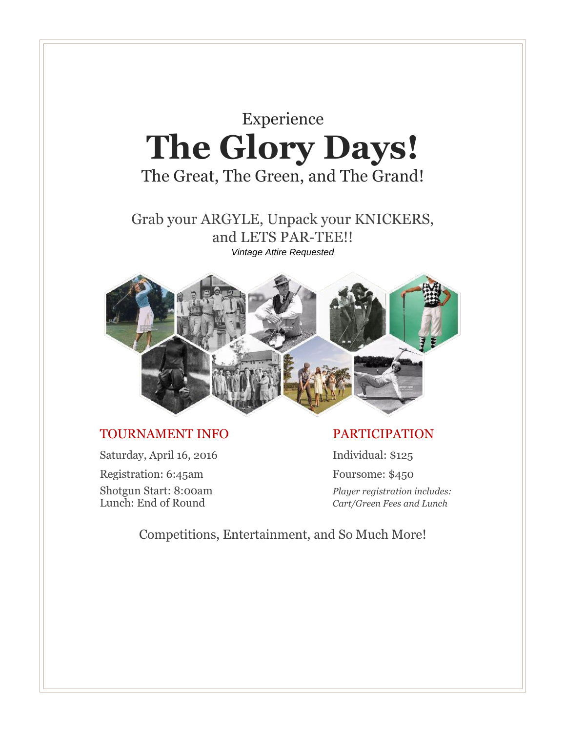Experience

# The Glory Days!

The Great, The Green, and The Grand!

Grab your ARGYLE, Unpack your KNICKERS,
and LETS PAR-TEE!!

*Vintage Attire Requested*

## TOURNAMENT INFO

Saturday, April 16, 2016

Registration: 6:45am

Shotgun Start: 8:00am
Lunch: End of Round

## PARTICIPATION

Individual: $125

Foursome: $450

*Player registration includes:*
*Cart/Green Fees and Lunch*

Competitions, Entertainment, and So Much More!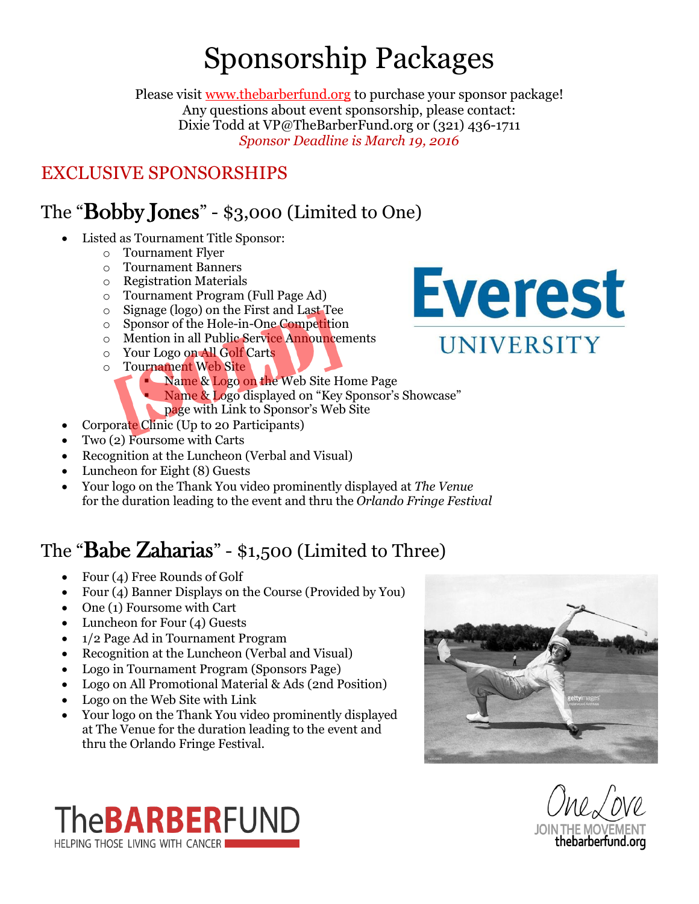# Sponsorship Packages

Please visit www.thebarberfund.org to purchase your sponsor package!
Any questions about event sponsorship, please contact:
Dixie Todd at VP@TheBarberFund.org or (321) 436-1711
*Sponsor Deadline is March 19, 2016*

## EXCLUSIVE SPONSORSHIPS

### The "Bobby Jones" - $3,000 (Limited to One)

[SOLD]

- Listed as Tournament Title Sponsor:
  - Tournament Flyer
  - Tournament Banners
  - Registration Materials
  - Tournament Program (Full Page Ad)
  - Signage (logo) on the First and Last Tee
  - Sponsor of the Hole-in-One Competition
  - Mention in all Public Service Announcements
  - Your Logo on All Golf Carts
  - Tournament Web Site
    - Name & Logo on the Web Site Home Page
    - Name & Logo displayed on "Key Sponsor's Showcase" page with Link to Sponsor's Web Site
- Corporate Clinic (Up to 20 Participants)
- Two (2) Foursome with Carts
- Recognition at the Luncheon (Verbal and Visual)
- Luncheon for Eight (8) Guests
- Your logo on the Thank You video prominently displayed at *The Venue* for the duration leading to the event and thru the *Orlando Fringe Festival*

Everest UNIVERSITY

### The "Babe Zaharias" - $1,500 (Limited to Three)

- Four (4) Free Rounds of Golf
- Four (4) Banner Displays on the Course (Provided by You)
- One (1) Foursome with Cart
- Luncheon for Four (4) Guests
- 1/2 Page Ad in Tournament Program
- Recognition at the Luncheon (Verbal and Visual)
- Logo in Tournament Program (Sponsors Page)
- Logo on All Promotional Material & Ads (2nd Position)
- Logo on the Web Site with Link
- Your logo on the Thank You video prominently displayed at The Venue for the duration leading to the event and thru the Orlando Fringe Festival.

TheBARBERFUND
HELPING THOSE LIVING WITH CANCER

One Love
JOIN THE MOVEMENT
thebarberfund.org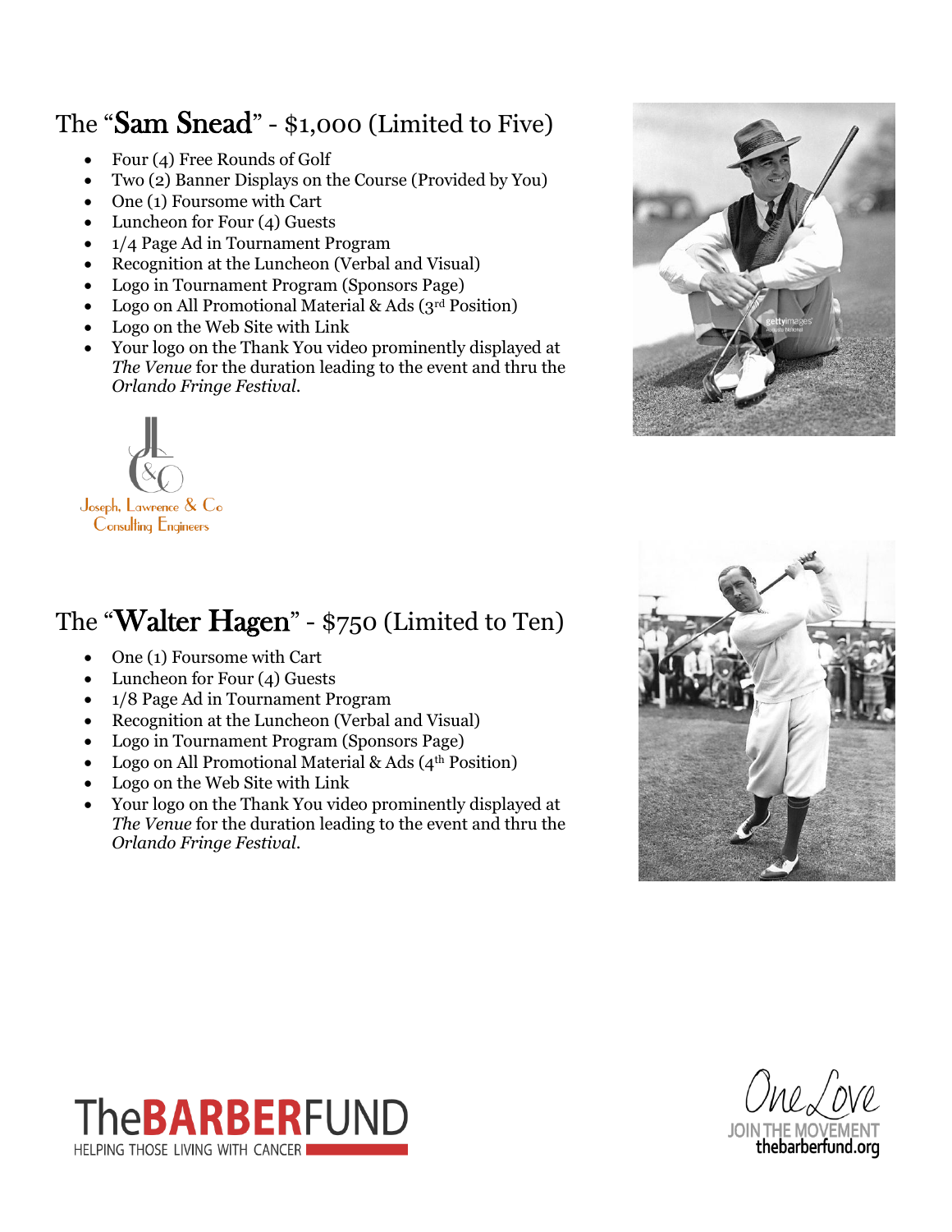## The "Sam Snead" - $1,000 (Limited to Five)

- Four (4) Free Rounds of Golf
- Two (2) Banner Displays on the Course (Provided by You)
- One (1) Foursome with Cart
- Luncheon for Four (4) Guests
- 1/4 Page Ad in Tournament Program
- Recognition at the Luncheon (Verbal and Visual)
- Logo in Tournament Program (Sponsors Page)
- Logo on All Promotional Material & Ads (3rd Position)
- Logo on the Web Site with Link
- Your logo on the Thank You video prominently displayed at *The Venue* for the duration leading to the event and thru the *Orlando Fringe Festival*.

Joseph, Lawrence & Co
Consulting Engineers

## The "Walter Hagen" - $750 (Limited to Ten)

- One (1) Foursome with Cart
- Luncheon for Four (4) Guests
- 1/8 Page Ad in Tournament Program
- Recognition at the Luncheon (Verbal and Visual)
- Logo in Tournament Program (Sponsors Page)
- Logo on All Promotional Material & Ads (4th Position)
- Logo on the Web Site with Link
- Your logo on the Thank You video prominently displayed at *The Venue* for the duration leading to the event and thru the *Orlando Fringe Festival*.

TheBARBERFUND
HELPING THOSE LIVING WITH CANCER

One Love
JOIN THE MOVEMENT
thebarberfund.org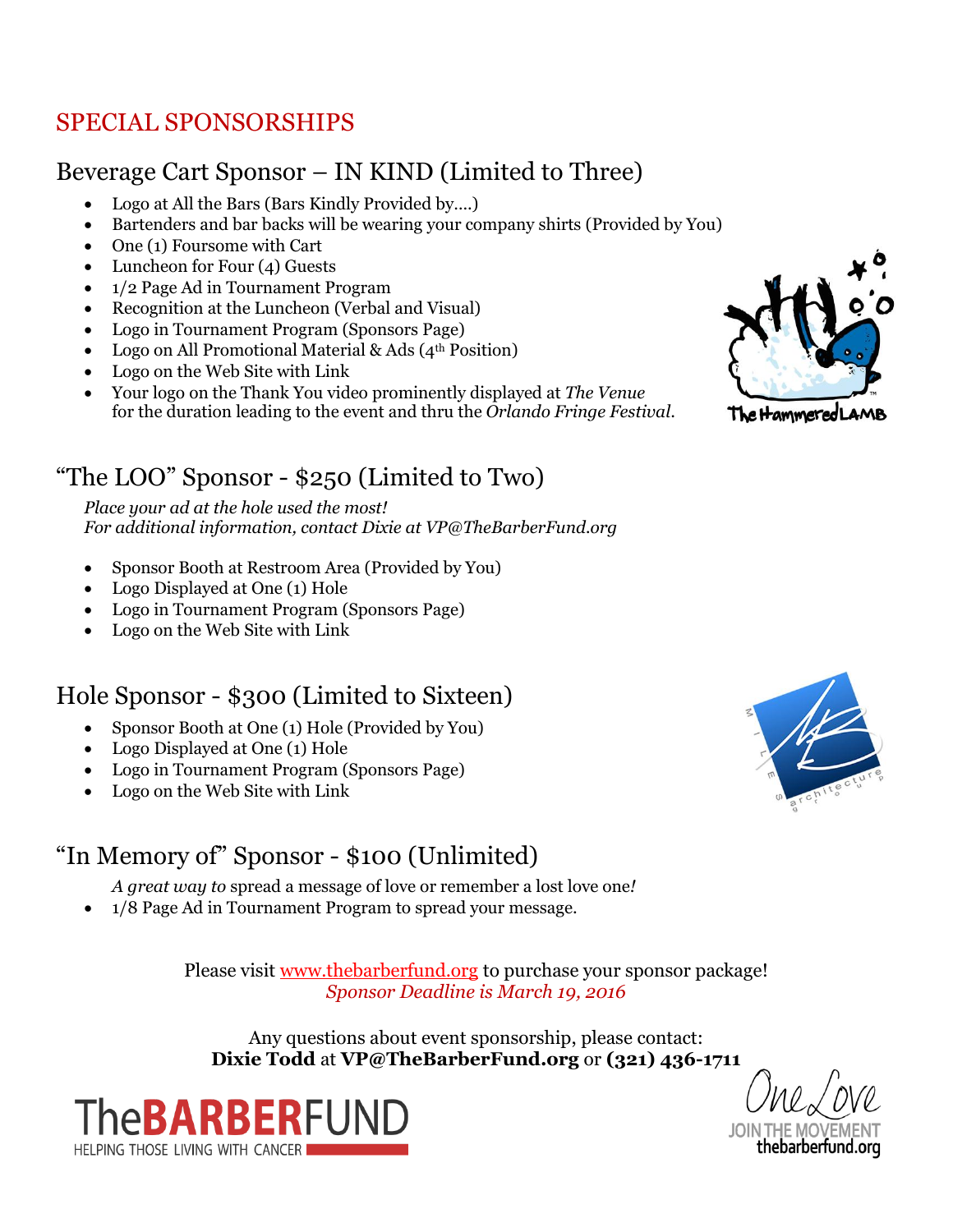## SPECIAL SPONSORSHIPS

### Beverage Cart Sponsor – IN KIND (Limited to Three)

- Logo at All the Bars (Bars Kindly Provided by….)
- Bartenders and bar backs will be wearing your company shirts (Provided by You)
- One (1) Foursome with Cart
- Luncheon for Four (4) Guests
- 1/2 Page Ad in Tournament Program
- Recognition at the Luncheon (Verbal and Visual)
- Logo in Tournament Program (Sponsors Page)
- Logo on All Promotional Material & Ads (4th Position)
- Logo on the Web Site with Link
- Your logo on the Thank You video prominently displayed at *The Venue* for the duration leading to the event and thru the *Orlando Fringe Festival*.

### "The LOO" Sponsor - $250 (Limited to Two)

*Place your ad at the hole used the most!*
*For additional information, contact Dixie at VP@TheBarberFund.org*

- Sponsor Booth at Restroom Area (Provided by You)
- Logo Displayed at One (1) Hole
- Logo in Tournament Program (Sponsors Page)
- Logo on the Web Site with Link

### Hole Sponsor - $300 (Limited to Sixteen)

- Sponsor Booth at One (1) Hole (Provided by You)
- Logo Displayed at One (1) Hole
- Logo in Tournament Program (Sponsors Page)
- Logo on the Web Site with Link

### "In Memory of" Sponsor - $100 (Unlimited)

*A great way to* spread a message of love or remember a lost love one*!*

- 1/8 Page Ad in Tournament Program to spread your message.

Please visit www.thebarberfund.org to purchase your sponsor package!
*Sponsor Deadline is March 19, 2016*

Any questions about event sponsorship, please contact:
**Dixie Todd** at **VP@TheBarberFund.org** or **(321) 436-1711**

TheBARBERFUND
HELPING THOSE LIVING WITH CANCER

One Love
JOIN THE MOVEMENT
thebarberfund.org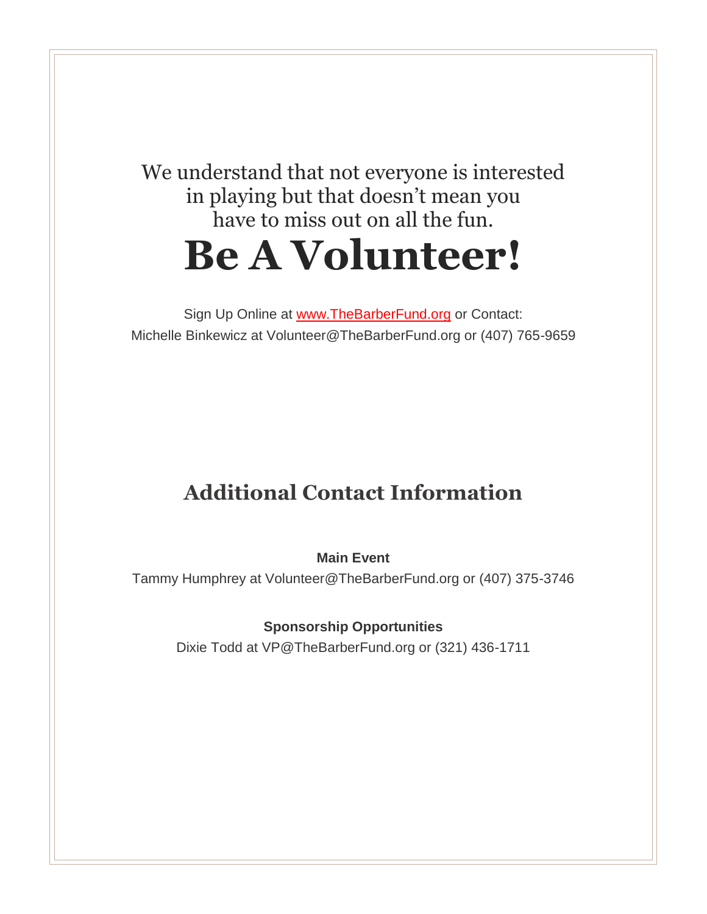We understand that not everyone is interested in playing but that doesn't mean you have to miss out on all the fun.

# Be A Volunteer!

Sign Up Online at [www.TheBarberFund.org](http://www.TheBarberFund.org) or Contact:
Michelle Binkewicz at Volunteer@TheBarberFund.org or (407) 765-9659

## Additional Contact Information

**Main Event**

Tammy Humphrey at Volunteer@TheBarberFund.org or (407) 375-3746

**Sponsorship Opportunities**

Dixie Todd at VP@TheBarberFund.org or (321) 436-1711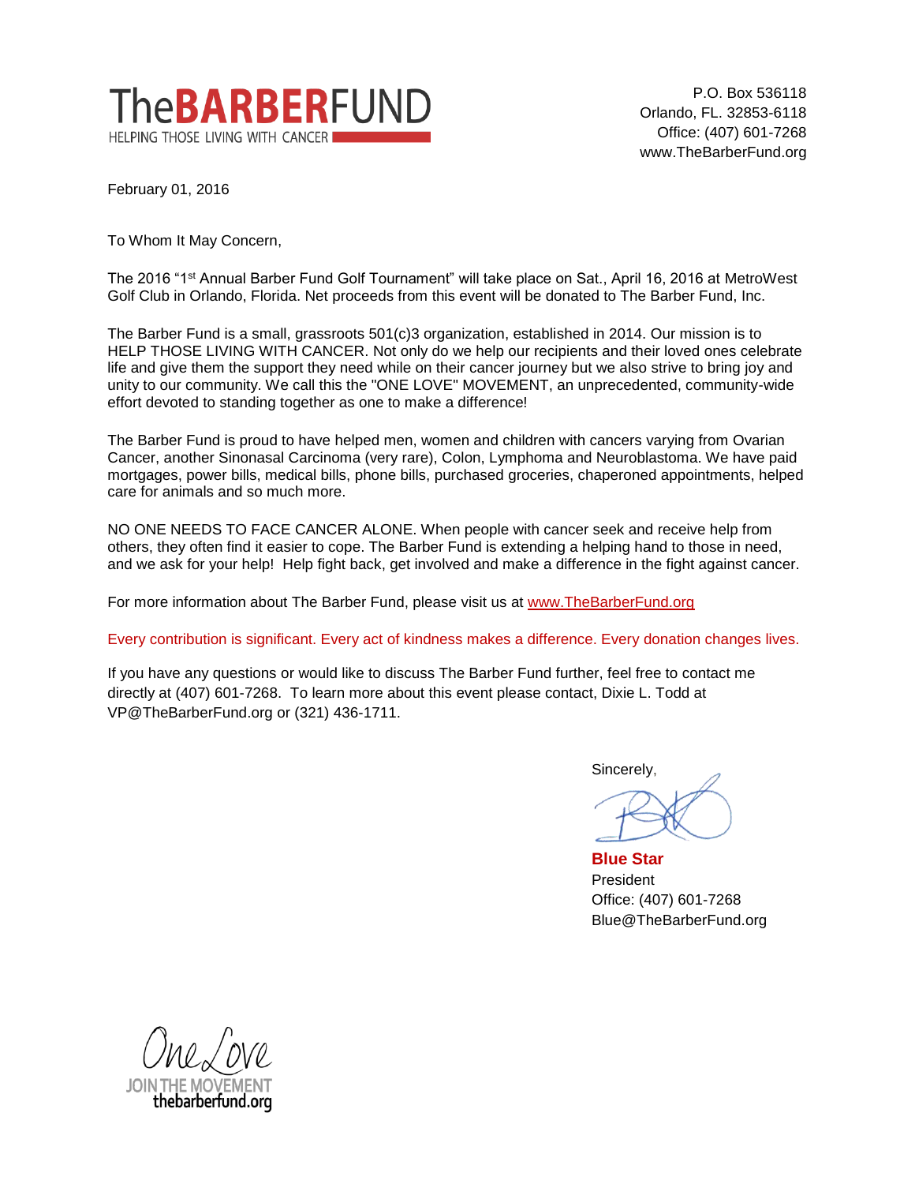TheBARBERFUND
HELPING THOSE LIVING WITH CANCER

P.O. Box 536118
Orlando, FL. 32853-6118
Office: (407) 601-7268
www.TheBarberFund.org

February 01, 2016

To Whom It May Concern,

The 2016 "1st Annual Barber Fund Golf Tournament" will take place on Sat., April 16, 2016 at MetroWest Golf Club in Orlando, Florida. Net proceeds from this event will be donated to The Barber Fund, Inc.

The Barber Fund is a small, grassroots 501(c)3 organization, established in 2014. Our mission is to HELP THOSE LIVING WITH CANCER. Not only do we help our recipients and their loved ones celebrate life and give them the support they need while on their cancer journey but we also strive to bring joy and unity to our community. We call this the "ONE LOVE" MOVEMENT, an unprecedented, community-wide effort devoted to standing together as one to make a difference!

The Barber Fund is proud to have helped men, women and children with cancers varying from Ovarian Cancer, another Sinonasal Carcinoma (very rare), Colon, Lymphoma and Neuroblastoma. We have paid mortgages, power bills, medical bills, phone bills, purchased groceries, chaperoned appointments, helped care for animals and so much more.

NO ONE NEEDS TO FACE CANCER ALONE. When people with cancer seek and receive help from others, they often find it easier to cope. The Barber Fund is extending a helping hand to those in need, and we ask for your help! Help fight back, get involved and make a difference in the fight against cancer.

For more information about The Barber Fund, please visit us at www.TheBarberFund.org

Every contribution is significant. Every act of kindness makes a difference. Every donation changes lives.

If you have any questions or would like to discuss The Barber Fund further, feel free to contact me directly at (407) 601-7268. To learn more about this event please contact, Dixie L. Todd at VP@TheBarberFund.org or (321) 436-1711.

Sincerely,

**Blue Star**
President
Office: (407) 601-7268
Blue@TheBarberFund.org

One Love
JOIN THE MOVEMENT
thebarberfund.org